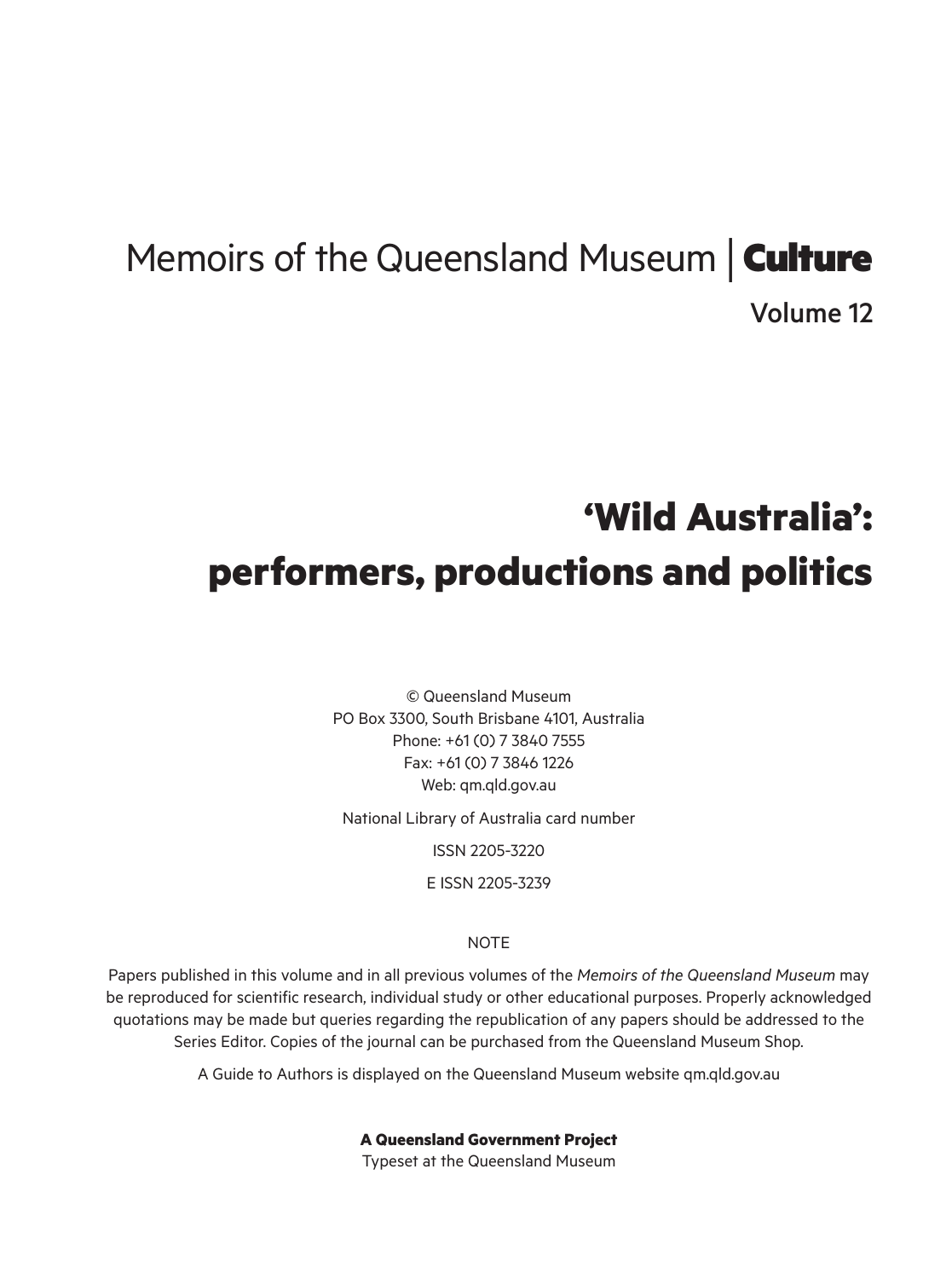# Memoirs of the Queensland Museum | **Culture**

Volume 12

# ‘Wild Australia’: performers, productions and politics

© Queensland Museum
PO Box 3300, South Brisbane 4101, Australia
Phone: +61 (0) 7 3840 7555
Fax: +61 (0) 7 3846 1226
Web: qm.qld.gov.au

National Library of Australia card number

ISSN 2205-3220

E ISSN 2205-3239

NOTE

Papers published in this volume and in all previous volumes of the *Memoirs of the Queensland Museum* may be reproduced for scientific research, individual study or other educational purposes. Properly acknowledged quotations may be made but queries regarding the republication of any papers should be addressed to the Series Editor. Copies of the journal can be purchased from the Queensland Museum Shop.

A Guide to Authors is displayed on the Queensland Museum website qm.qld.gov.au

**A Queensland Government Project**
Typeset at the Queensland Museum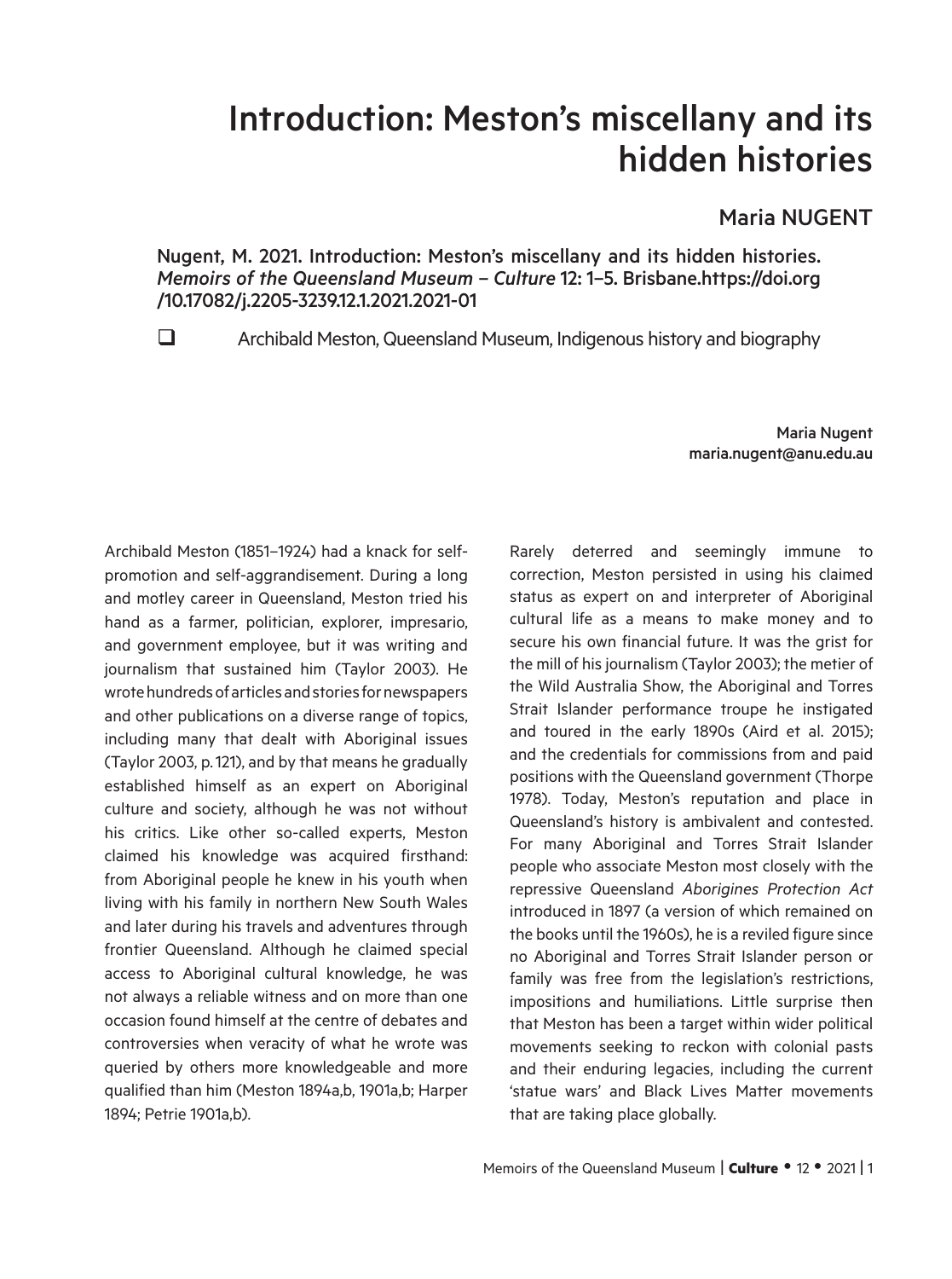# Introduction: Meston's miscellany and its hidden histories

## Maria NUGENT

Nugent, M. 2021. Introduction: Meston's miscellany and its hidden histories. *Memoirs of the Queensland Museum – Culture* 12: 1–5. Brisbane.https://doi.org/10.17082/j.2205-3239.12.1.2021.2021-01

❑ Archibald Meston, Queensland Museum, Indigenous history and biography

Maria Nugent
maria.nugent@anu.edu.au

Archibald Meston (1851–1924) had a knack for self-promotion and self-aggrandisement. During a long and motley career in Queensland, Meston tried his hand as a farmer, politician, explorer, impresario, and government employee, but it was writing and journalism that sustained him (Taylor 2003). He wrote hundreds of articles and stories for newspapers and other publications on a diverse range of topics, including many that dealt with Aboriginal issues (Taylor 2003, p. 121), and by that means he gradually established himself as an expert on Aboriginal culture and society, although he was not without his critics. Like other so-called experts, Meston claimed his knowledge was acquired firsthand: from Aboriginal people he knew in his youth when living with his family in northern New South Wales and later during his travels and adventures through frontier Queensland. Although he claimed special access to Aboriginal cultural knowledge, he was not always a reliable witness and on more than one occasion found himself at the centre of debates and controversies when veracity of what he wrote was queried by others more knowledgeable and more qualified than him (Meston 1894a,b, 1901a,b; Harper 1894; Petrie 1901a,b).

Rarely deterred and seemingly immune to correction, Meston persisted in using his claimed status as expert on and interpreter of Aboriginal cultural life as a means to make money and to secure his own financial future. It was the grist for the mill of his journalism (Taylor 2003); the metier of the Wild Australia Show, the Aboriginal and Torres Strait Islander performance troupe he instigated and toured in the early 1890s (Aird et al. 2015); and the credentials for commissions from and paid positions with the Queensland government (Thorpe 1978). Today, Meston's reputation and place in Queensland's history is ambivalent and contested. For many Aboriginal and Torres Strait Islander people who associate Meston most closely with the repressive Queensland *Aborigines Protection Act* introduced in 1897 (a version of which remained on the books until the 1960s), he is a reviled figure since no Aboriginal and Torres Strait Islander person or family was free from the legislation's restrictions, impositions and humiliations. Little surprise then that Meston has been a target within wider political movements seeking to reckon with colonial pasts and their enduring legacies, including the current 'statue wars' and Black Lives Matter movements that are taking place globally.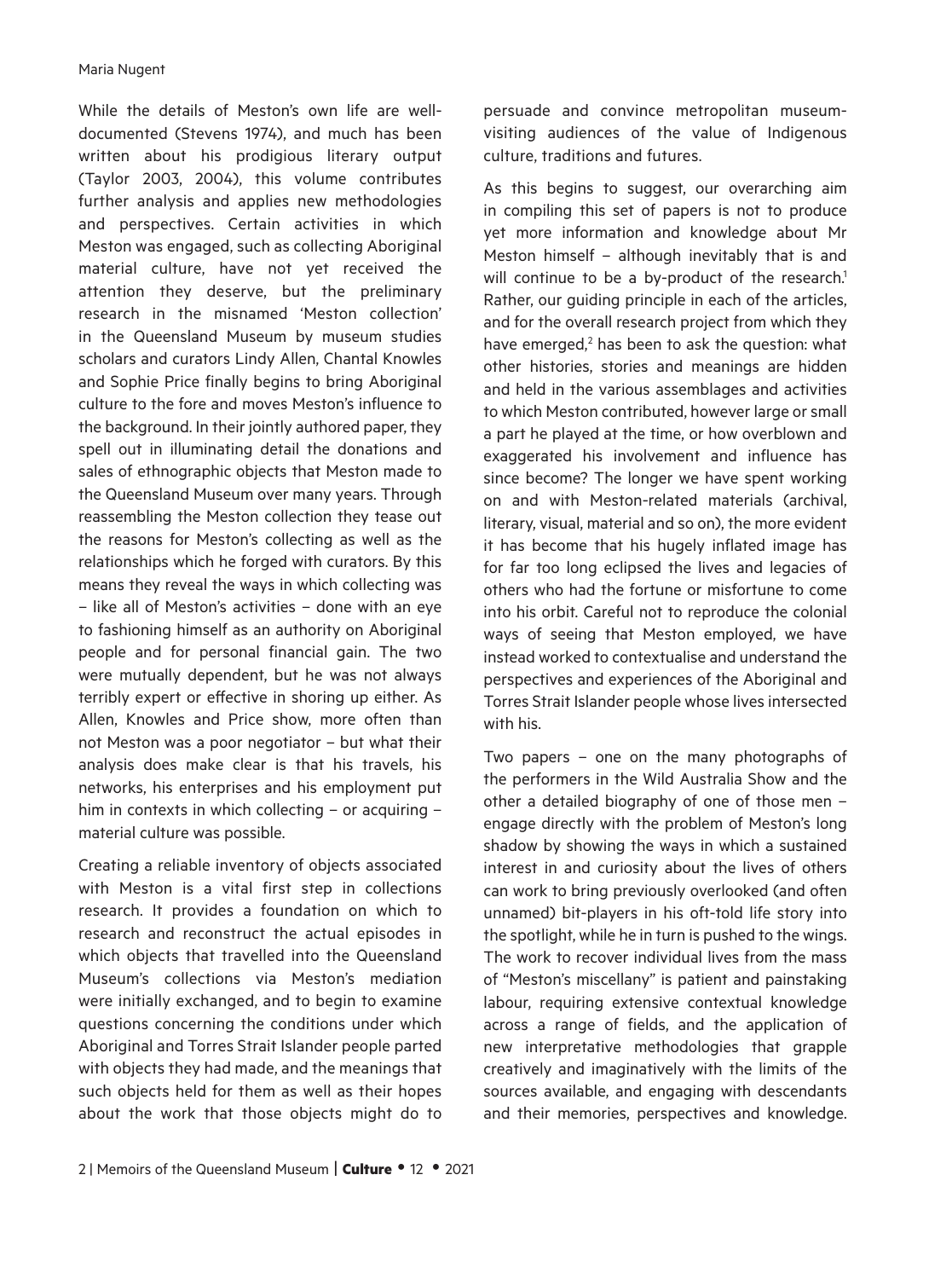While the details of Meston's own life are well-documented (Stevens 1974), and much has been written about his prodigious literary output (Taylor 2003, 2004), this volume contributes further analysis and applies new methodologies and perspectives. Certain activities in which Meston was engaged, such as collecting Aboriginal material culture, have not yet received the attention they deserve, but the preliminary research in the misnamed 'Meston collection' in the Queensland Museum by museum studies scholars and curators Lindy Allen, Chantal Knowles and Sophie Price finally begins to bring Aboriginal culture to the fore and moves Meston's influence to the background. In their jointly authored paper, they spell out in illuminating detail the donations and sales of ethnographic objects that Meston made to the Queensland Museum over many years. Through reassembling the Meston collection they tease out the reasons for Meston's collecting as well as the relationships which he forged with curators. By this means they reveal the ways in which collecting was – like all of Meston's activities – done with an eye to fashioning himself as an authority on Aboriginal people and for personal financial gain. The two were mutually dependent, but he was not always terribly expert or effective in shoring up either. As Allen, Knowles and Price show, more often than not Meston was a poor negotiator – but what their analysis does make clear is that his travels, his networks, his enterprises and his employment put him in contexts in which collecting – or acquiring – material culture was possible.

Creating a reliable inventory of objects associated with Meston is a vital first step in collections research. It provides a foundation on which to research and reconstruct the actual episodes in which objects that travelled into the Queensland Museum's collections via Meston's mediation were initially exchanged, and to begin to examine questions concerning the conditions under which Aboriginal and Torres Strait Islander people parted with objects they had made, and the meanings that such objects held for them as well as their hopes about the work that those objects might do to persuade and convince metropolitan museum-visiting audiences of the value of Indigenous culture, traditions and futures.

As this begins to suggest, our overarching aim in compiling this set of papers is not to produce yet more information and knowledge about Mr Meston himself – although inevitably that is and will continue to be a by-product of the research.[1] Rather, our guiding principle in each of the articles, and for the overall research project from which they have emerged,[2] has been to ask the question: what other histories, stories and meanings are hidden and held in the various assemblages and activities to which Meston contributed, however large or small a part he played at the time, or how overblown and exaggerated his involvement and influence has since become? The longer we have spent working on and with Meston-related materials (archival, literary, visual, material and so on), the more evident it has become that his hugely inflated image has for far too long eclipsed the lives and legacies of others who had the fortune or misfortune to come into his orbit. Careful not to reproduce the colonial ways of seeing that Meston employed, we have instead worked to contextualise and understand the perspectives and experiences of the Aboriginal and Torres Strait Islander people whose lives intersected with his.

Two papers – one on the many photographs of the performers in the Wild Australia Show and the other a detailed biography of one of those men – engage directly with the problem of Meston's long shadow by showing the ways in which a sustained interest in and curiosity about the lives of others can work to bring previously overlooked (and often unnamed) bit-players in his oft-told life story into the spotlight, while he in turn is pushed to the wings. The work to recover individual lives from the mass of "Meston's miscellany" is patient and painstaking labour, requiring extensive contextual knowledge across a range of fields, and the application of new interpretative methodologies that grapple creatively and imaginatively with the limits of the sources available, and engaging with descendants and their memories, perspectives and knowledge.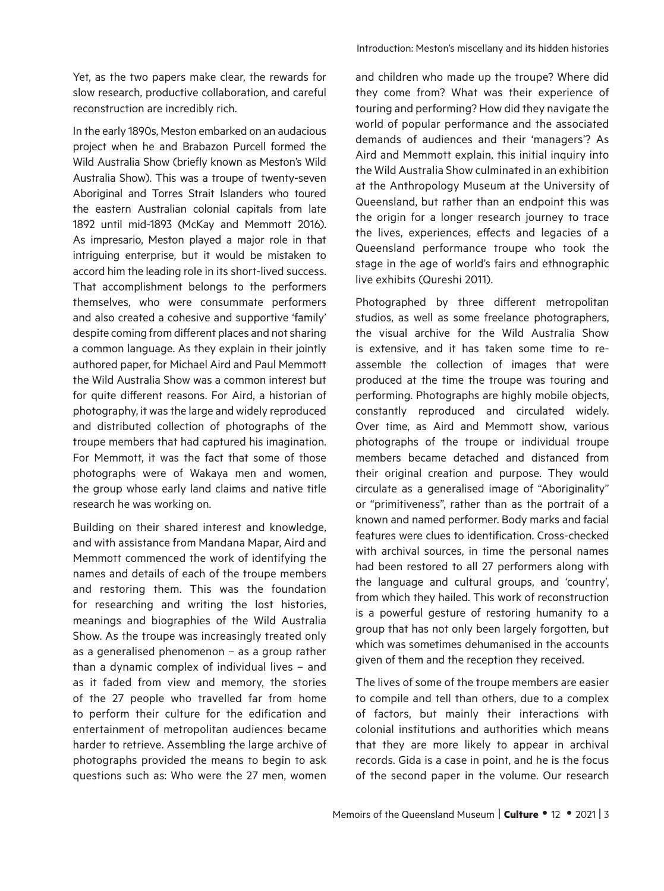Yet, as the two papers make clear, the rewards for slow research, productive collaboration, and careful reconstruction are incredibly rich.

In the early 1890s, Meston embarked on an audacious project when he and Brabazon Purcell formed the Wild Australia Show (briefly known as Meston's Wild Australia Show). This was a troupe of twenty-seven Aboriginal and Torres Strait Islanders who toured the eastern Australian colonial capitals from late 1892 until mid-1893 (McKay and Memmott 2016). As impresario, Meston played a major role in that intriguing enterprise, but it would be mistaken to accord him the leading role in its short-lived success. That accomplishment belongs to the performers themselves, who were consummate performers and also created a cohesive and supportive 'family' despite coming from different places and not sharing a common language. As they explain in their jointly authored paper, for Michael Aird and Paul Memmott the Wild Australia Show was a common interest but for quite different reasons. For Aird, a historian of photography, it was the large and widely reproduced and distributed collection of photographs of the troupe members that had captured his imagination. For Memmott, it was the fact that some of those photographs were of Wakaya men and women, the group whose early land claims and native title research he was working on.

Building on their shared interest and knowledge, and with assistance from Mandana Mapar, Aird and Memmott commenced the work of identifying the names and details of each of the troupe members and restoring them. This was the foundation for researching and writing the lost histories, meanings and biographies of the Wild Australia Show. As the troupe was increasingly treated only as a generalised phenomenon – as a group rather than a dynamic complex of individual lives – and as it faded from view and memory, the stories of the 27 people who travelled far from home to perform their culture for the edification and entertainment of metropolitan audiences became harder to retrieve. Assembling the large archive of photographs provided the means to begin to ask questions such as: Who were the 27 men, women and children who made up the troupe? Where did they come from? What was their experience of touring and performing? How did they navigate the world of popular performance and the associated demands of audiences and their 'managers'? As Aird and Memmott explain, this initial inquiry into the Wild Australia Show culminated in an exhibition at the Anthropology Museum at the University of Queensland, but rather than an endpoint this was the origin for a longer research journey to trace the lives, experiences, effects and legacies of a Queensland performance troupe who took the stage in the age of world's fairs and ethnographic live exhibits (Qureshi 2011).

Photographed by three different metropolitan studios, as well as some freelance photographers, the visual archive for the Wild Australia Show is extensive, and it has taken some time to re-assemble the collection of images that were produced at the time the troupe was touring and performing. Photographs are highly mobile objects, constantly reproduced and circulated widely. Over time, as Aird and Memmott show, various photographs of the troupe or individual troupe members became detached and distanced from their original creation and purpose. They would circulate as a generalised image of "Aboriginality" or "primitiveness", rather than as the portrait of a known and named performer. Body marks and facial features were clues to identification. Cross-checked with archival sources, in time the personal names had been restored to all 27 performers along with the language and cultural groups, and 'country', from which they hailed. This work of reconstruction is a powerful gesture of restoring humanity to a group that has not only been largely forgotten, but which was sometimes dehumanised in the accounts given of them and the reception they received.

The lives of some of the troupe members are easier to compile and tell than others, due to a complex of factors, but mainly their interactions with colonial institutions and authorities which means that they are more likely to appear in archival records. Gida is a case in point, and he is the focus of the second paper in the volume. Our research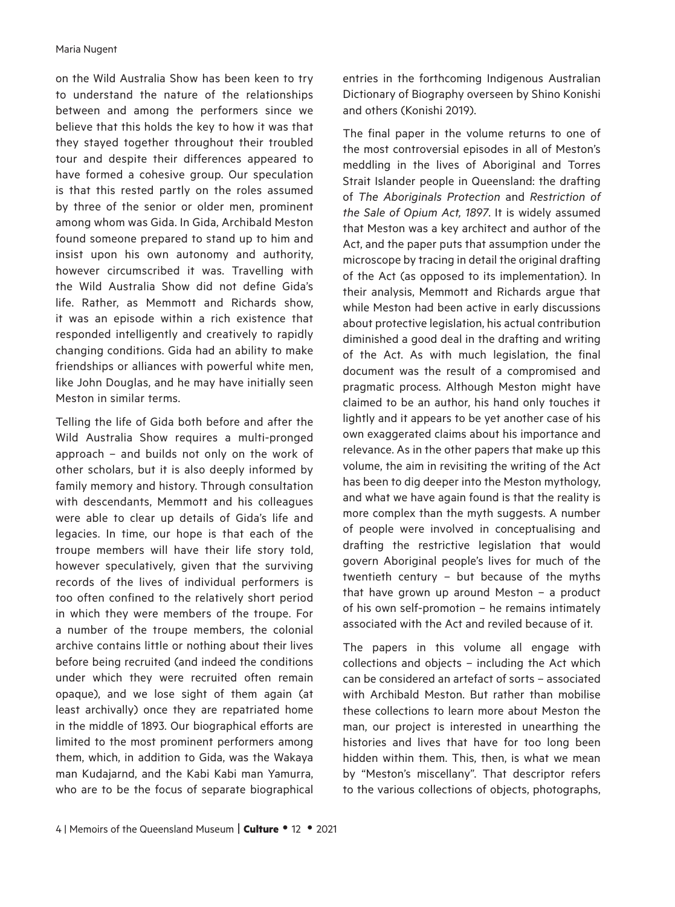on the Wild Australia Show has been keen to try to understand the nature of the relationships between and among the performers since we believe that this holds the key to how it was that they stayed together throughout their troubled tour and despite their differences appeared to have formed a cohesive group. Our speculation is that this rested partly on the roles assumed by three of the senior or older men, prominent among whom was Gida. In Gida, Archibald Meston found someone prepared to stand up to him and insist upon his own autonomy and authority, however circumscribed it was. Travelling with the Wild Australia Show did not define Gida's life. Rather, as Memmott and Richards show, it was an episode within a rich existence that responded intelligently and creatively to rapidly changing conditions. Gida had an ability to make friendships or alliances with powerful white men, like John Douglas, and he may have initially seen Meston in similar terms.

Telling the life of Gida both before and after the Wild Australia Show requires a multi-pronged approach – and builds not only on the work of other scholars, but it is also deeply informed by family memory and history. Through consultation with descendants, Memmott and his colleagues were able to clear up details of Gida's life and legacies. In time, our hope is that each of the troupe members will have their life story told, however speculatively, given that the surviving records of the lives of individual performers is too often confined to the relatively short period in which they were members of the troupe. For a number of the troupe members, the colonial archive contains little or nothing about their lives before being recruited (and indeed the conditions under which they were recruited often remain opaque), and we lose sight of them again (at least archivally) once they are repatriated home in the middle of 1893. Our biographical efforts are limited to the most prominent performers among them, which, in addition to Gida, was the Wakaya man Kudajarnd, and the Kabi Kabi man Yamurra, who are to be the focus of separate biographical entries in the forthcoming Indigenous Australian Dictionary of Biography overseen by Shino Konishi and others (Konishi 2019).

The final paper in the volume returns to one of the most controversial episodes in all of Meston's meddling in the lives of Aboriginal and Torres Strait Islander people in Queensland: the drafting of *The Aboriginals Protection* and *Restriction of the Sale of Opium Act, 1897*. It is widely assumed that Meston was a key architect and author of the Act, and the paper puts that assumption under the microscope by tracing in detail the original drafting of the Act (as opposed to its implementation). In their analysis, Memmott and Richards argue that while Meston had been active in early discussions about protective legislation, his actual contribution diminished a good deal in the drafting and writing of the Act. As with much legislation, the final document was the result of a compromised and pragmatic process. Although Meston might have claimed to be an author, his hand only touches it lightly and it appears to be yet another case of his own exaggerated claims about his importance and relevance. As in the other papers that make up this volume, the aim in revisiting the writing of the Act has been to dig deeper into the Meston mythology, and what we have again found is that the reality is more complex than the myth suggests. A number of people were involved in conceptualising and drafting the restrictive legislation that would govern Aboriginal people's lives for much of the twentieth century – but because of the myths that have grown up around Meston – a product of his own self-promotion – he remains intimately associated with the Act and reviled because of it.

The papers in this volume all engage with collections and objects – including the Act which can be considered an artefact of sorts – associated with Archibald Meston. But rather than mobilise these collections to learn more about Meston the man, our project is interested in unearthing the histories and lives that have for too long been hidden within them. This, then, is what we mean by "Meston's miscellany". That descriptor refers to the various collections of objects, photographs,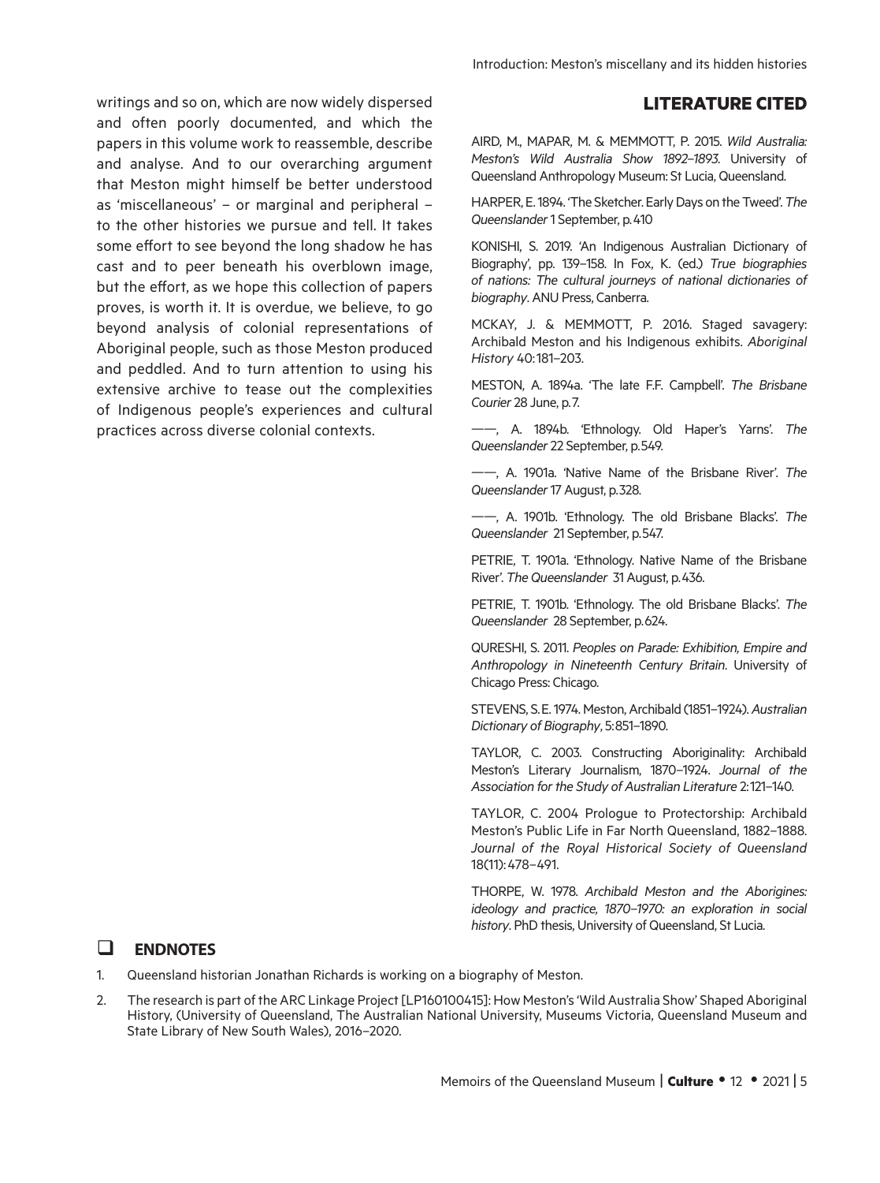writings and so on, which are now widely dispersed and often poorly documented, and which the papers in this volume work to reassemble, describe and analyse. And to our overarching argument that Meston might himself be better understood as 'miscellaneous' – or marginal and peripheral – to the other histories we pursue and tell. It takes some effort to see beyond the long shadow he has cast and to peer beneath his overblown image, but the effort, as we hope this collection of papers proves, is worth it. It is overdue, we believe, to go beyond analysis of colonial representations of Aboriginal people, such as those Meston produced and peddled. And to turn attention to using his extensive archive to tease out the complexities of Indigenous people's experiences and cultural practices across diverse colonial contexts.

## LITERATURE CITED

AIRD, M., MAPAR, M. & MEMMOTT, P. 2015. *Wild Australia: Meston's Wild Australia Show 1892–1893*. University of Queensland Anthropology Museum: St Lucia, Queensland.

HARPER, E. 1894. 'The Sketcher. Early Days on the Tweed'. *The Queenslander* 1 September, p. 410

KONISHI, S. 2019. 'An Indigenous Australian Dictionary of Biography', pp. 139–158. In Fox, K. (ed.) *True biographies of nations: The cultural journeys of national dictionaries of biography*. ANU Press, Canberra.

MCKAY, J. & MEMMOTT, P. 2016. Staged savagery: Archibald Meston and his Indigenous exhibits. *Aboriginal History* 40: 181–203.

MESTON, A. 1894a. 'The late F.F. Campbell'. *The Brisbane Courier* 28 June, p. 7.

——, A. 1894b. 'Ethnology. Old Haper's Yarns'. *The Queenslander* 22 September, p. 549.

——, A. 1901a. 'Native Name of the Brisbane River'. *The Queenslander* 17 August, p. 328.

——, A. 1901b. 'Ethnology. The old Brisbane Blacks'. *The Queenslander* 21 September, p. 547.

PETRIE, T. 1901a. 'Ethnology. Native Name of the Brisbane River'. *The Queenslander* 31 August, p. 436.

PETRIE, T. 1901b. 'Ethnology. The old Brisbane Blacks'. *The Queenslander* 28 September, p. 624.

QURESHI, S. 2011. *Peoples on Parade: Exhibition, Empire and Anthropology in Nineteenth Century Britain*. University of Chicago Press: Chicago.

STEVENS, S. E. 1974. Meston, Archibald (1851–1924). *Australian Dictionary of Biography*, 5: 851–1890.

TAYLOR, C. 2003. Constructing Aboriginality: Archibald Meston's Literary Journalism, 1870–1924. *Journal of the Association for the Study of Australian Literature* 2: 121–140.

TAYLOR, C. 2004 Prologue to Protectorship: Archibald Meston's Public Life in Far North Queensland, 1882–1888. *Journal of the Royal Historical Society of Queensland* 18(11): 478–491.

THORPE, W. 1978. *Archibald Meston and the Aborigines: ideology and practice, 1870–1970: an exploration in social history*. PhD thesis, University of Queensland, St Lucia.

## ENDNOTES

1. Queensland historian Jonathan Richards is working on a biography of Meston.
2. The research is part of the ARC Linkage Project [LP160100415]: How Meston's 'Wild Australia Show' Shaped Aboriginal History, (University of Queensland, The Australian National University, Museums Victoria, Queensland Museum and State Library of New South Wales), 2016–2020.